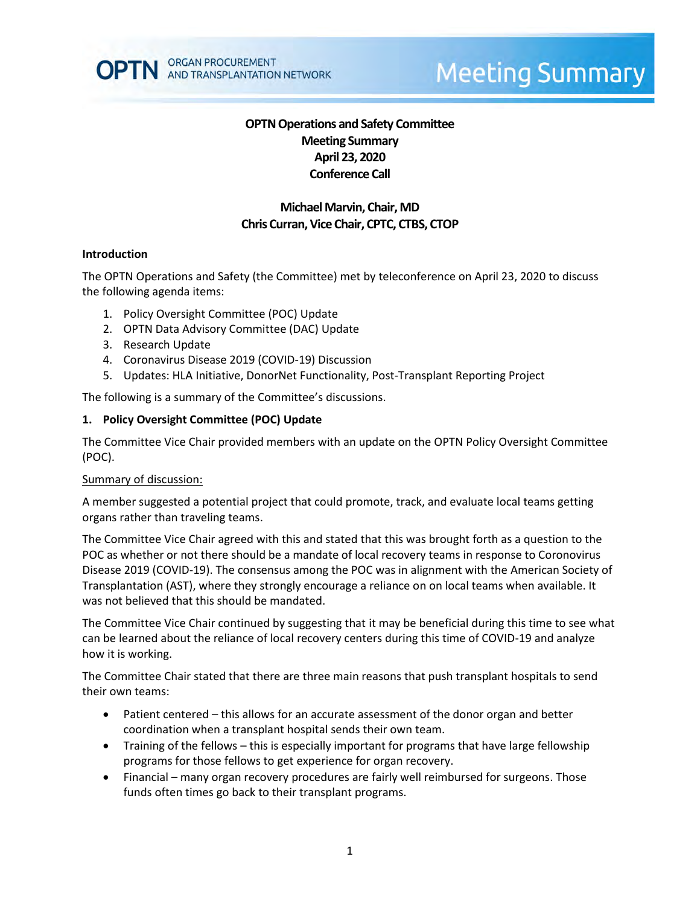# OPTN Operations and Safety Committee
## Meeting Summary
## April 23, 2020
## Conference Call

**Michael Marvin, Chair, MD**
**Chris Curran, Vice Chair, CPTC, CTBS, CTOP**

### Introduction

The OPTN Operations and Safety (the Committee) met by teleconference on April 23, 2020 to discuss the following agenda items:

1. Policy Oversight Committee (POC) Update
2. OPTN Data Advisory Committee (DAC) Update
3. Research Update
4. Coronavirus Disease 2019 (COVID-19) Discussion
5. Updates: HLA Initiative, DonorNet Functionality, Post-Transplant Reporting Project

The following is a summary of the Committee's discussions.

### 1. Policy Oversight Committee (POC) Update

The Committee Vice Chair provided members with an update on the OPTN Policy Oversight Committee (POC).

Summary of discussion:

A member suggested a potential project that could promote, track, and evaluate local teams getting organs rather than traveling teams.

The Committee Vice Chair agreed with this and stated that this was brought forth as a question to the POC as whether or not there should be a mandate of local recovery teams in response to Coronovirus Disease 2019 (COVID-19). The consensus among the POC was in alignment with the American Society of Transplantation (AST), where they strongly encourage a reliance on on local teams when available. It was not believed that this should be mandated.

The Committee Vice Chair continued by suggesting that it may be beneficial during this time to see what can be learned about the reliance of local recovery centers during this time of COVID-19 and analyze how it is working.

The Committee Chair stated that there are three main reasons that push transplant hospitals to send their own teams:

- Patient centered – this allows for an accurate assessment of the donor organ and better coordination when a transplant hospital sends their own team.
- Training of the fellows – this is especially important for programs that have large fellowship programs for those fellows to get experience for organ recovery.
- Financial – many organ recovery procedures are fairly well reimbursed for surgeons. Those funds often times go back to their transplant programs.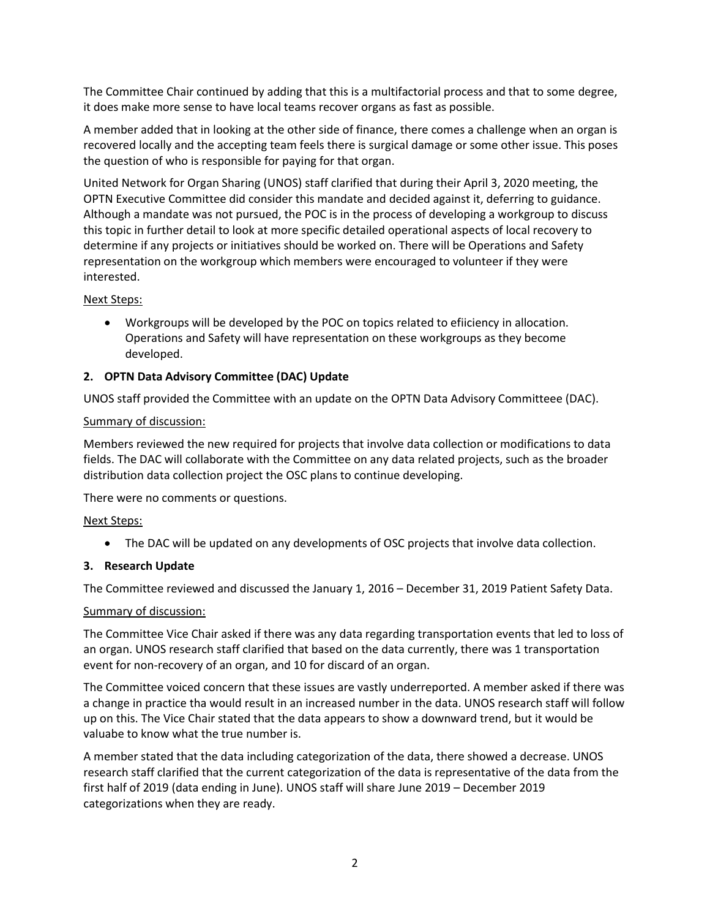The Committee Chair continued by adding that this is a multifactorial process and that to some degree, it does make more sense to have local teams recover organs as fast as possible.

A member added that in looking at the other side of finance, there comes a challenge when an organ is recovered locally and the accepting team feels there is surgical damage or some other issue. This poses the question of who is responsible for paying for that organ.

United Network for Organ Sharing (UNOS) staff clarified that during their April 3, 2020 meeting, the OPTN Executive Committee did consider this mandate and decided against it, deferring to guidance. Although a mandate was not pursued, the POC is in the process of developing a workgroup to discuss this topic in further detail to look at more specific detailed operational aspects of local recovery to determine if any projects or initiatives should be worked on. There will be Operations and Safety representation on the workgroup which members were encouraged to volunteer if they were interested.

Next Steps:

- Workgroups will be developed by the POC on topics related to efiiciency in allocation. Operations and Safety will have representation on these workgroups as they become developed.

## 2. OPTN Data Advisory Committee (DAC) Update

UNOS staff provided the Committee with an update on the OPTN Data Advisory Committeee (DAC).

Summary of discussion:

Members reviewed the new required for projects that involve data collection or modifications to data fields. The DAC will collaborate with the Committee on any data related projects, such as the broader distribution data collection project the OSC plans to continue developing.

There were no comments or questions.

Next Steps:

- The DAC will be updated on any developments of OSC projects that involve data collection.

## 3. Research Update

The Committee reviewed and discussed the January 1, 2016 – December 31, 2019 Patient Safety Data.

Summary of discussion:

The Committee Vice Chair asked if there was any data regarding transportation events that led to loss of an organ. UNOS research staff clarified that based on the data currently, there was 1 transportation event for non-recovery of an organ, and 10 for discard of an organ.

The Committee voiced concern that these issues are vastly underreported. A member asked if there was a change in practice tha would result in an increased number in the data. UNOS research staff will follow up on this. The Vice Chair stated that the data appears to show a downward trend, but it would be valuabe to know what the true number is.

A member stated that the data including categorization of the data, there showed a decrease. UNOS research staff clarified that the current categorization of the data is representative of the data from the first half of 2019 (data ending in June). UNOS staff will share June 2019 – December 2019 categorizations when they are ready.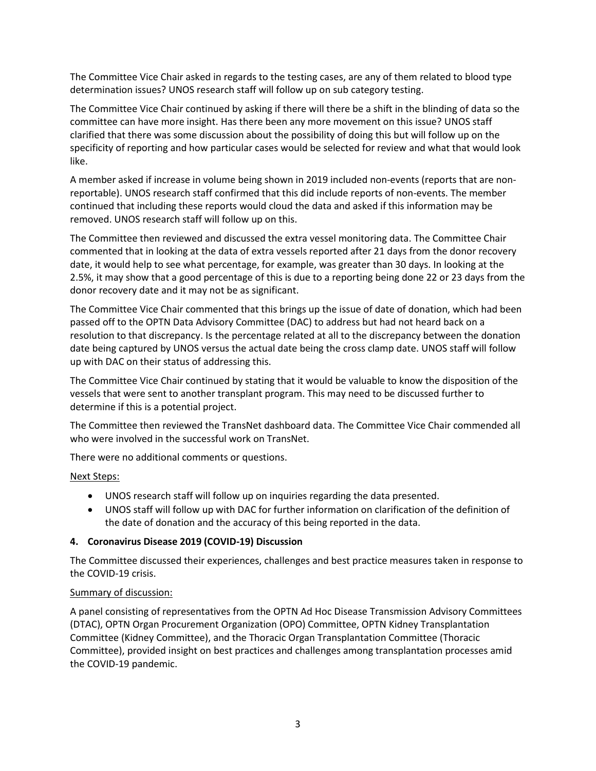The Committee Vice Chair asked in regards to the testing cases, are any of them related to blood type determination issues? UNOS research staff will follow up on sub category testing.

The Committee Vice Chair continued by asking if there will there be a shift in the blinding of data so the committee can have more insight. Has there been any more movement on this issue? UNOS staff clarified that there was some discussion about the possibility of doing this but will follow up on the specificity of reporting and how particular cases would be selected for review and what that would look like.

A member asked if increase in volume being shown in 2019 included non-events (reports that are non-reportable). UNOS research staff confirmed that this did include reports of non-events. The member continued that including these reports would cloud the data and asked if this information may be removed. UNOS research staff will follow up on this.

The Committee then reviewed and discussed the extra vessel monitoring data. The Committee Chair commented that in looking at the data of extra vessels reported after 21 days from the donor recovery date, it would help to see what percentage, for example, was greater than 30 days. In looking at the 2.5%, it may show that a good percentage of this is due to a reporting being done 22 or 23 days from the donor recovery date and it may not be as significant.

The Committee Vice Chair commented that this brings up the issue of date of donation, which had been passed off to the OPTN Data Advisory Committee (DAC) to address but had not heard back on a resolution to that discrepancy. Is the percentage related at all to the discrepancy between the donation date being captured by UNOS versus the actual date being the cross clamp date. UNOS staff will follow up with DAC on their status of addressing this.

The Committee Vice Chair continued by stating that it would be valuable to know the disposition of the vessels that were sent to another transplant program. This may need to be discussed further to determine if this is a potential project.

The Committee then reviewed the TransNet dashboard data. The Committee Vice Chair commended all who were involved in the successful work on TransNet.

There were no additional comments or questions.

Next Steps:

- UNOS research staff will follow up on inquiries regarding the data presented.
- UNOS staff will follow up with DAC for further information on clarification of the definition of the date of donation and the accuracy of this being reported in the data.

**4. Coronavirus Disease 2019 (COVID-19) Discussion**

The Committee discussed their experiences, challenges and best practice measures taken in response to the COVID-19 crisis.

Summary of discussion:

A panel consisting of representatives from the OPTN Ad Hoc Disease Transmission Advisory Committees (DTAC), OPTN Organ Procurement Organization (OPO) Committee, OPTN Kidney Transplantation Committee (Kidney Committee), and the Thoracic Organ Transplantation Committee (Thoracic Committee), provided insight on best practices and challenges among transplantation processes amid the COVID-19 pandemic.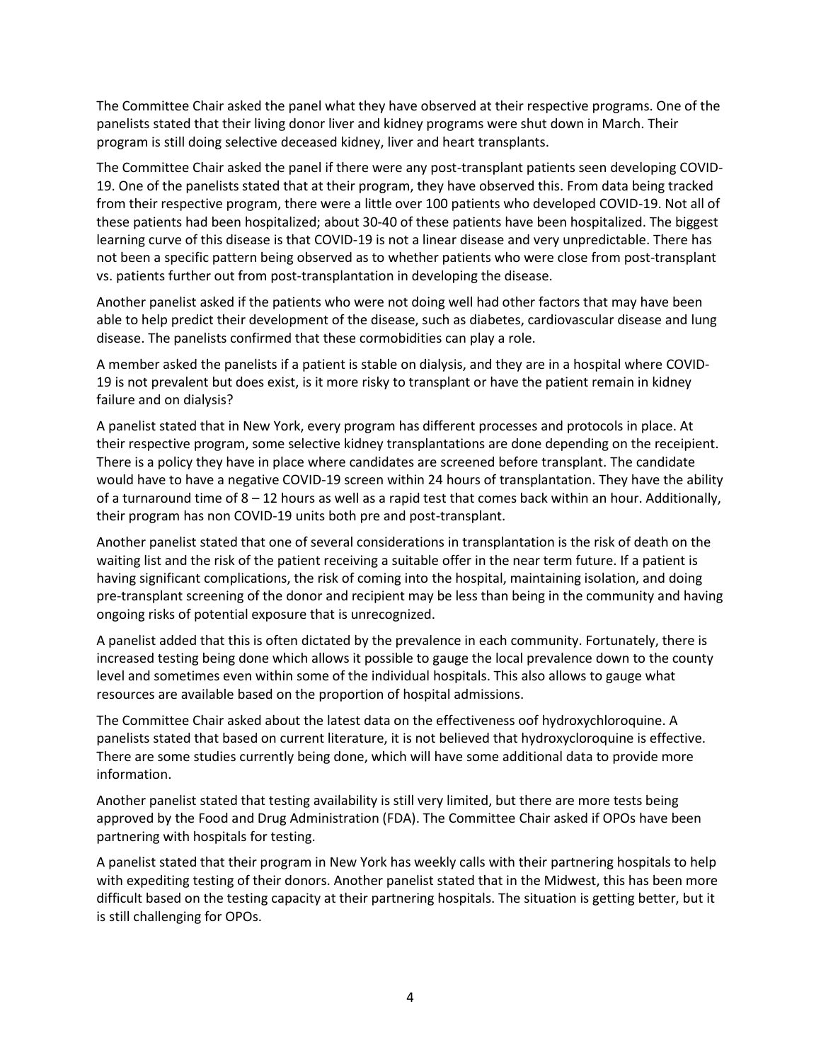The Committee Chair asked the panel what they have observed at their respective programs. One of the panelists stated that their living donor liver and kidney programs were shut down in March. Their program is still doing selective deceased kidney, liver and heart transplants.

The Committee Chair asked the panel if there were any post-transplant patients seen developing COVID-19. One of the panelists stated that at their program, they have observed this. From data being tracked from their respective program, there were a little over 100 patients who developed COVID-19. Not all of these patients had been hospitalized; about 30-40 of these patients have been hospitalized. The biggest learning curve of this disease is that COVID-19 is not a linear disease and very unpredictable. There has not been a specific pattern being observed as to whether patients who were close from post-transplant vs. patients further out from post-transplantation in developing the disease.

Another panelist asked if the patients who were not doing well had other factors that may have been able to help predict their development of the disease, such as diabetes, cardiovascular disease and lung disease. The panelists confirmed that these cormobidities can play a role.

A member asked the panelists if a patient is stable on dialysis, and they are in a hospital where COVID-19 is not prevalent but does exist, is it more risky to transplant or have the patient remain in kidney failure and on dialysis?

A panelist stated that in New York, every program has different processes and protocols in place. At their respective program, some selective kidney transplantations are done depending on the receipient. There is a policy they have in place where candidates are screened before transplant. The candidate would have to have a negative COVID-19 screen within 24 hours of transplantation. They have the ability of a turnaround time of 8 – 12 hours as well as a rapid test that comes back within an hour. Additionally, their program has non COVID-19 units both pre and post-transplant.

Another panelist stated that one of several considerations in transplantation is the risk of death on the waiting list and the risk of the patient receiving a suitable offer in the near term future. If a patient is having significant complications, the risk of coming into the hospital, maintaining isolation, and doing pre-transplant screening of the donor and recipient may be less than being in the community and having ongoing risks of potential exposure that is unrecognized.

A panelist added that this is often dictated by the prevalence in each community. Fortunately, there is increased testing being done which allows it possible to gauge the local prevalence down to the county level and sometimes even within some of the individual hospitals. This also allows to gauge what resources are available based on the proportion of hospital admissions.

The Committee Chair asked about the latest data on the effectiveness oof hydroxychloroquine. A panelists stated that based on current literature, it is not believed that hydroxycloroquine is effective. There are some studies currently being done, which will have some additional data to provide more information.

Another panelist stated that testing availability is still very limited, but there are more tests being approved by the Food and Drug Administration (FDA). The Committee Chair asked if OPOs have been partnering with hospitals for testing.

A panelist stated that their program in New York has weekly calls with their partnering hospitals to help with expediting testing of their donors. Another panelist stated that in the Midwest, this has been more difficult based on the testing capacity at their partnering hospitals. The situation is getting better, but it is still challenging for OPOs.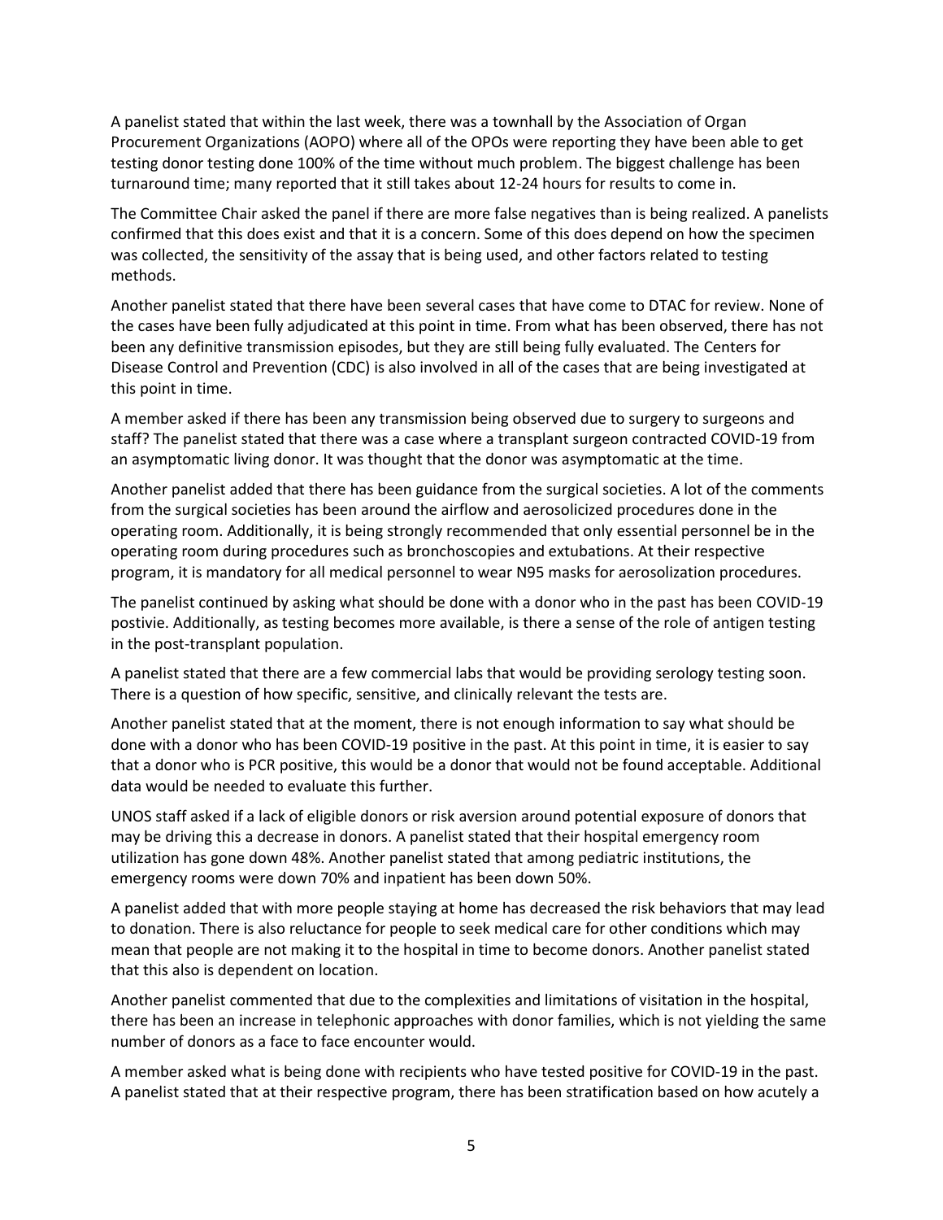A panelist stated that within the last week, there was a townhall by the Association of Organ Procurement Organizations (AOPO) where all of the OPOs were reporting they have been able to get testing donor testing done 100% of the time without much problem. The biggest challenge has been turnaround time; many reported that it still takes about 12-24 hours for results to come in.

The Committee Chair asked the panel if there are more false negatives than is being realized. A panelists confirmed that this does exist and that it is a concern. Some of this does depend on how the specimen was collected, the sensitivity of the assay that is being used, and other factors related to testing methods.

Another panelist stated that there have been several cases that have come to DTAC for review. None of the cases have been fully adjudicated at this point in time. From what has been observed, there has not been any definitive transmission episodes, but they are still being fully evaluated. The Centers for Disease Control and Prevention (CDC) is also involved in all of the cases that are being investigated at this point in time.

A member asked if there has been any transmission being observed due to surgery to surgeons and staff? The panelist stated that there was a case where a transplant surgeon contracted COVID-19 from an asymptomatic living donor. It was thought that the donor was asymptomatic at the time.

Another panelist added that there has been guidance from the surgical societies. A lot of the comments from the surgical societies has been around the airflow and aerosolicized procedures done in the operating room. Additionally, it is being strongly recommended that only essential personnel be in the operating room during procedures such as bronchoscopies and extubations. At their respective program, it is mandatory for all medical personnel to wear N95 masks for aerosolization procedures.

The panelist continued by asking what should be done with a donor who in the past has been COVID-19 postivie. Additionally, as testing becomes more available, is there a sense of the role of antigen testing in the post-transplant population.

A panelist stated that there are a few commercial labs that would be providing serology testing soon. There is a question of how specific, sensitive, and clinically relevant the tests are.

Another panelist stated that at the moment, there is not enough information to say what should be done with a donor who has been COVID-19 positive in the past. At this point in time, it is easier to say that a donor who is PCR positive, this would be a donor that would not be found acceptable. Additional data would be needed to evaluate this further.

UNOS staff asked if a lack of eligible donors or risk aversion around potential exposure of donors that may be driving this a decrease in donors. A panelist stated that their hospital emergency room utilization has gone down 48%. Another panelist stated that among pediatric institutions, the emergency rooms were down 70% and inpatient has been down 50%.

A panelist added that with more people staying at home has decreased the risk behaviors that may lead to donation. There is also reluctance for people to seek medical care for other conditions which may mean that people are not making it to the hospital in time to become donors. Another panelist stated that this also is dependent on location.

Another panelist commented that due to the complexities and limitations of visitation in the hospital, there has been an increase in telephonic approaches with donor families, which is not yielding the same number of donors as a face to face encounter would.

A member asked what is being done with recipients who have tested positive for COVID-19 in the past. A panelist stated that at their respective program, there has been stratification based on how acutely a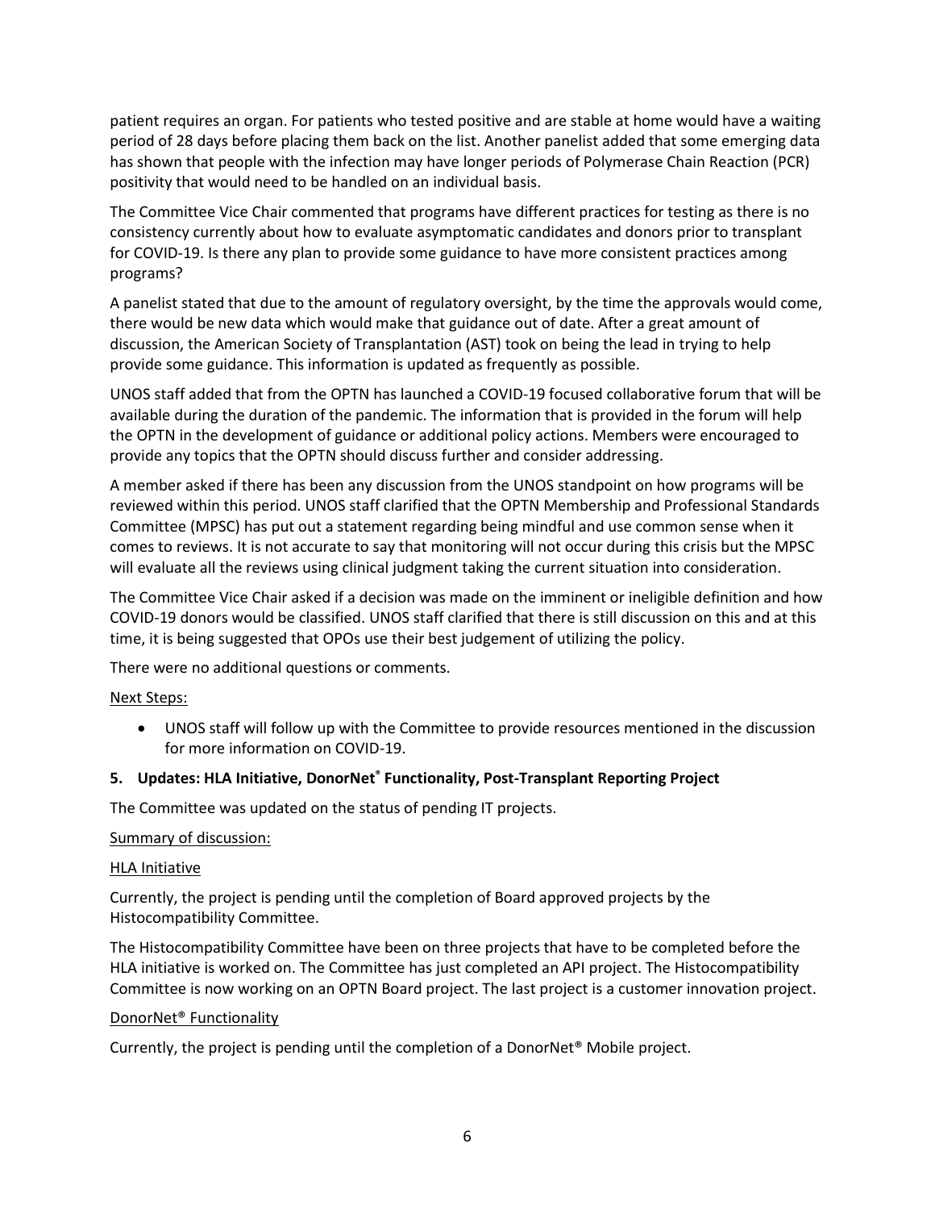patient requires an organ. For patients who tested positive and are stable at home would have a waiting period of 28 days before placing them back on the list. Another panelist added that some emerging data has shown that people with the infection may have longer periods of Polymerase Chain Reaction (PCR) positivity that would need to be handled on an individual basis.

The Committee Vice Chair commented that programs have different practices for testing as there is no consistency currently about how to evaluate asymptomatic candidates and donors prior to transplant for COVID-19. Is there any plan to provide some guidance to have more consistent practices among programs?

A panelist stated that due to the amount of regulatory oversight, by the time the approvals would come, there would be new data which would make that guidance out of date. After a great amount of discussion, the American Society of Transplantation (AST) took on being the lead in trying to help provide some guidance. This information is updated as frequently as possible.

UNOS staff added that from the OPTN has launched a COVID-19 focused collaborative forum that will be available during the duration of the pandemic. The information that is provided in the forum will help the OPTN in the development of guidance or additional policy actions. Members were encouraged to provide any topics that the OPTN should discuss further and consider addressing.

A member asked if there has been any discussion from the UNOS standpoint on how programs will be reviewed within this period. UNOS staff clarified that the OPTN Membership and Professional Standards Committee (MPSC) has put out a statement regarding being mindful and use common sense when it comes to reviews. It is not accurate to say that monitoring will not occur during this crisis but the MPSC will evaluate all the reviews using clinical judgment taking the current situation into consideration.

The Committee Vice Chair asked if a decision was made on the imminent or ineligible definition and how COVID-19 donors would be classified. UNOS staff clarified that there is still discussion on this and at this time, it is being suggested that OPOs use their best judgement of utilizing the policy.

There were no additional questions or comments.

Next Steps:

- UNOS staff will follow up with the Committee to provide resources mentioned in the discussion for more information on COVID-19.

### 5. Updates: HLA Initiative, DonorNet® Functionality, Post-Transplant Reporting Project

The Committee was updated on the status of pending IT projects.

Summary of discussion:

HLA Initiative

Currently, the project is pending until the completion of Board approved projects by the Histocompatibility Committee.

The Histocompatibility Committee have been on three projects that have to be completed before the HLA initiative is worked on. The Committee has just completed an API project. The Histocompatibility Committee is now working on an OPTN Board project. The last project is a customer innovation project.

DonorNet® Functionality

Currently, the project is pending until the completion of a DonorNet® Mobile project.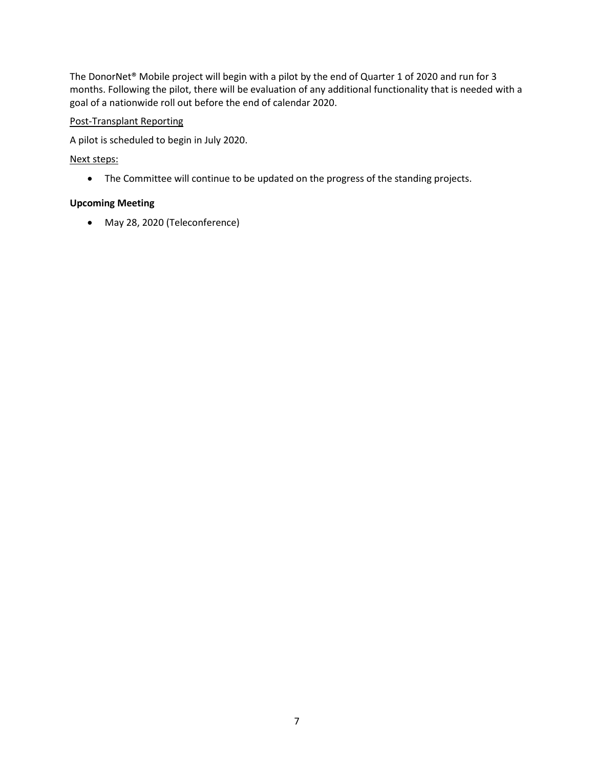The DonorNet® Mobile project will begin with a pilot by the end of Quarter 1 of 2020 and run for 3 months. Following the pilot, there will be evaluation of any additional functionality that is needed with a goal of a nationwide roll out before the end of calendar 2020.

Post-Transplant Reporting

A pilot is scheduled to begin in July 2020.

Next steps:

- The Committee will continue to be updated on the progress of the standing projects.

**Upcoming Meeting**

- May 28, 2020 (Teleconference)